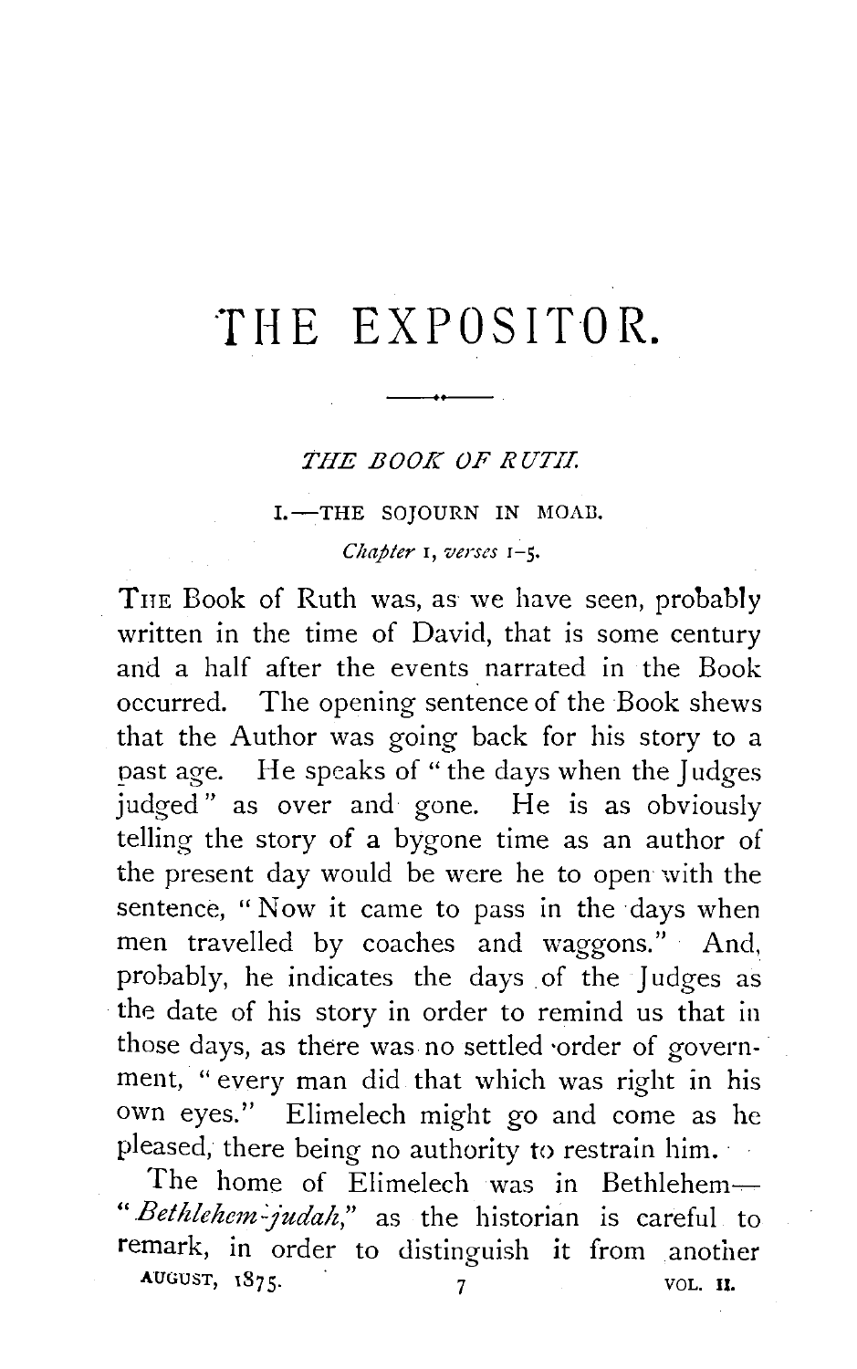# THE EXPOSITOR.

## *THE BOOK OF RUTH.*

### I.—THE SOJOURN IN MOAB.

*Chapter* 1, *verses* 1–5.

THE Book of Ruth was, as we have seen, probably written in the time of David, that is some century and a half after the events narrated in the Book occurred. The opening sentence of the Book shews that the Author was going back for his story to a past age. He speaks of "the days when the Judges judged" as over and gone. He is as obviously telling the story of a bygone time as an author of the present day would be were he to open with the sentence, "Now it came to pass in the days when men travelled by coaches and waggons." And, probably, he indicates the days of the Judges as the date of his story in order to remind us that in those days, as there was no settled order of government, "every man did that which was right in his own eyes." Elimelech might go and come as he pleased, there being no authority to restrain him.

The home of Elimelech was in Bethlehem—"*Bethlehem-judah,*" as the historian is careful to remark, in order to distinguish it from another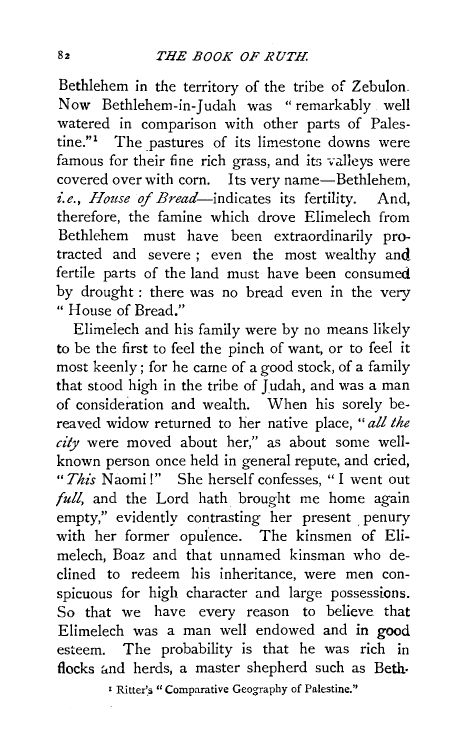Bethlehem in the territory of the tribe of Zebulon. Now Bethlehem-in-Judah was "remarkably well watered in comparison with other parts of Palestine."[1] The pastures of its limestone downs were famous for their fine rich grass, and its valleys were covered over with corn. Its very name—Bethlehem, *i.e., House of Bread*—indicates its fertility. And, therefore, the famine which drove Elimelech from Bethlehem must have been extraordinarily protracted and severe; even the most wealthy and fertile parts of the land must have been consumed by drought: there was no bread even in the very "House of Bread."

Elimelech and his family were by no means likely to be the first to feel the pinch of want, or to feel it most keenly; for he came of a good stock, of a family that stood high in the tribe of Judah, and was a man of consideration and wealth. When his sorely bereaved widow returned to her native place, "*all the city* were moved about her," as about some well-known person once held in general repute, and cried, "*This* Naomi!" She herself confesses, "I went out *full*, and the Lord hath brought me home again empty," evidently contrasting her present penury with her former opulence. The kinsmen of Elimelech, Boaz and that unnamed kinsman who declined to redeem his inheritance, were men conspicuous for high character and large possessions. So that we have every reason to believe that Elimelech was a man well endowed and in good esteem. The probability is that he was rich in flocks and herds, a master shepherd such as Beth-

[1] Ritter's "Comparative Geography of Palestine."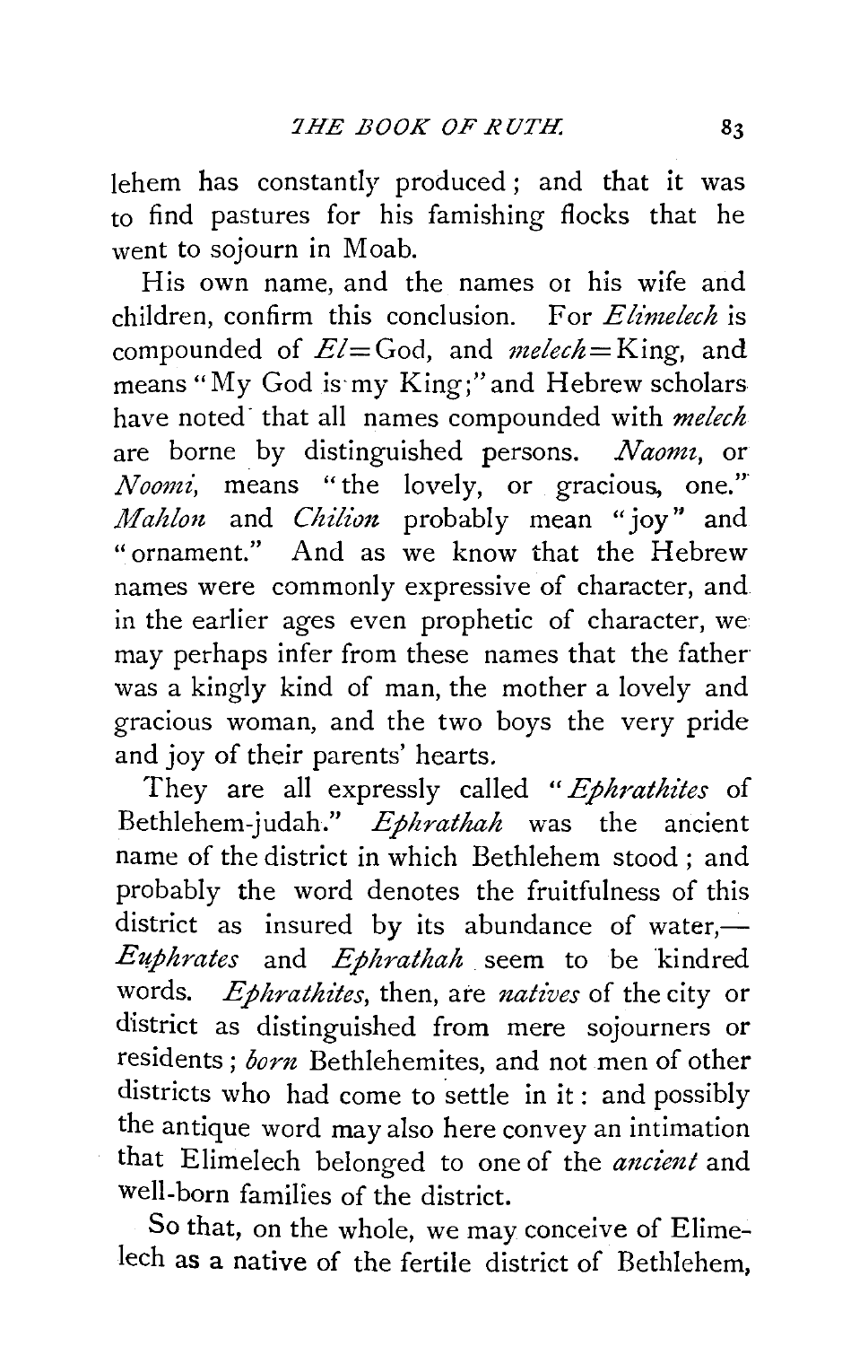lehem has constantly produced; and that it was to find pastures for his famishing flocks that he went to sojourn in Moab.

His own name, and the names of his wife and children, confirm this conclusion. For *Elimelech* is compounded of *El*=God, and *melech*=King, and means "My God is my King;" and Hebrew scholars have noted that all names compounded with *melech* are borne by distinguished persons. *Naomi*, or *Noomi*, means "the lovely, or gracious, one." *Mahlon* and *Chilion* probably mean "joy" and "ornament." And as we know that the Hebrew names were commonly expressive of character, and in the earlier ages even prophetic of character, we may perhaps infer from these names that the father was a kingly kind of man, the mother a lovely and gracious woman, and the two boys the very pride and joy of their parents' hearts.

They are all expressly called "*Ephrathites* of Bethlehem-judah." *Ephrathah* was the ancient name of the district in which Bethlehem stood; and probably the word denotes the fruitfulness of this district as insured by its abundance of water,—*Euphrates* and *Ephrathah* seem to be kindred words. *Ephrathites*, then, are *natives* of the city or district as distinguished from mere sojourners or residents; *born* Bethlehemites, and not men of other districts who had come to settle in it: and possibly the antique word may also here convey an intimation that Elimelech belonged to one of the *ancient* and well-born families of the district.

So that, on the whole, we may conceive of Elimelech as a native of the fertile district of Bethlehem,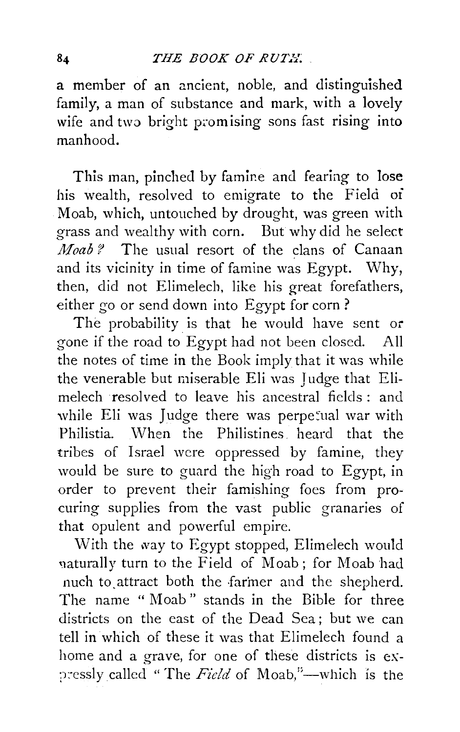a member of an ancient, noble, and distinguished family, a man of substance and mark, with a lovely wife and two bright promising sons fast rising into manhood.

This man, pinched by famine and fearing to lose his wealth, resolved to emigrate to the Field of Moab, which, untouched by drought, was green with grass and wealthy with corn. But why did he select *Moab?* The usual resort of the clans of Canaan and its vicinity in time of famine was Egypt. Why, then, did not Elimelech, like his great forefathers, either go or send down into Egypt for corn?

The probability is that he would have sent or gone if the road to Egypt had not been closed. All the notes of time in the Book imply that it was while the venerable but miserable Eli was Judge that Elimelech resolved to leave his ancestral fields: and while Eli was Judge there was perpetual war with Philistia. When the Philistines heard that the tribes of Israel were oppressed by famine, they would be sure to guard the high road to Egypt, in order to prevent their famishing foes from procuring supplies from the vast public granaries of that opulent and powerful empire.

With the way to Egypt stopped, Elimelech would naturally turn to the Field of Moab; for Moab had much to attract both the farmer and the shepherd. The name "Moab" stands in the Bible for three districts on the east of the Dead Sea; but we can tell in which of these it was that Elimelech found a home and a grave, for one of these districts is expressly called "The *Field* of Moab,"—which is the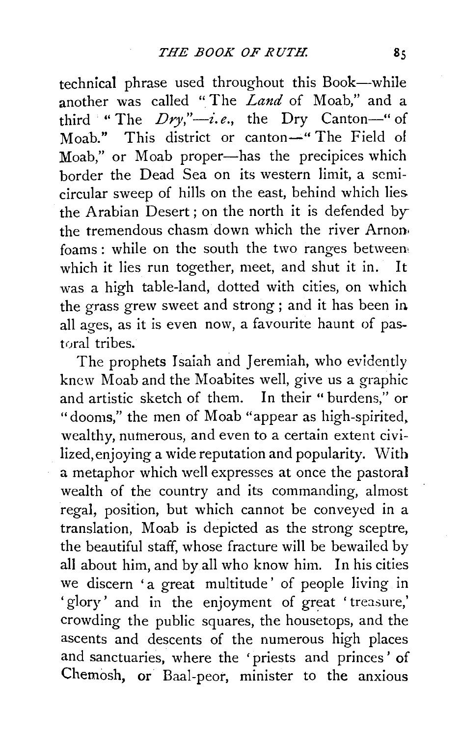technical phrase used throughout this Book—while another was called "The *Land* of Moab," and a third "The *Dry*,"—*i.e.*, the Dry Canton—"of Moab." This district or canton—"The Field of Moab," or Moab proper—has the precipices which border the Dead Sea on its western limit, a semi-circular sweep of hills on the east, behind which lies the Arabian Desert; on the north it is defended by the tremendous chasm down which the river Arnon foams: while on the south the two ranges between which it lies run together, meet, and shut it in. It was a high table-land, dotted with cities, on which the grass grew sweet and strong; and it has been in all ages, as it is even now, a favourite haunt of pastoral tribes.

The prophets Isaiah and Jeremiah, who evidently knew Moab and the Moabites well, give us a graphic and artistic sketch of them. In their "burdens," or "dooms," the men of Moab "appear as high-spirited, wealthy, numerous, and even to a certain extent civilized, enjoying a wide reputation and popularity. With a metaphor which well expresses at once the pastoral wealth of the country and its commanding, almost regal, position, but which cannot be conveyed in a translation, Moab is depicted as the strong sceptre, the beautiful staff, whose fracture will be bewailed by all about him, and by all who know him. In his cities we discern 'a great multitude' of people living in 'glory' and in the enjoyment of great 'treasure,' crowding the public squares, the housetops, and the ascents and descents of the numerous high places and sanctuaries, where the 'priests and princes' of Chemosh, or Baal-peor, minister to the anxious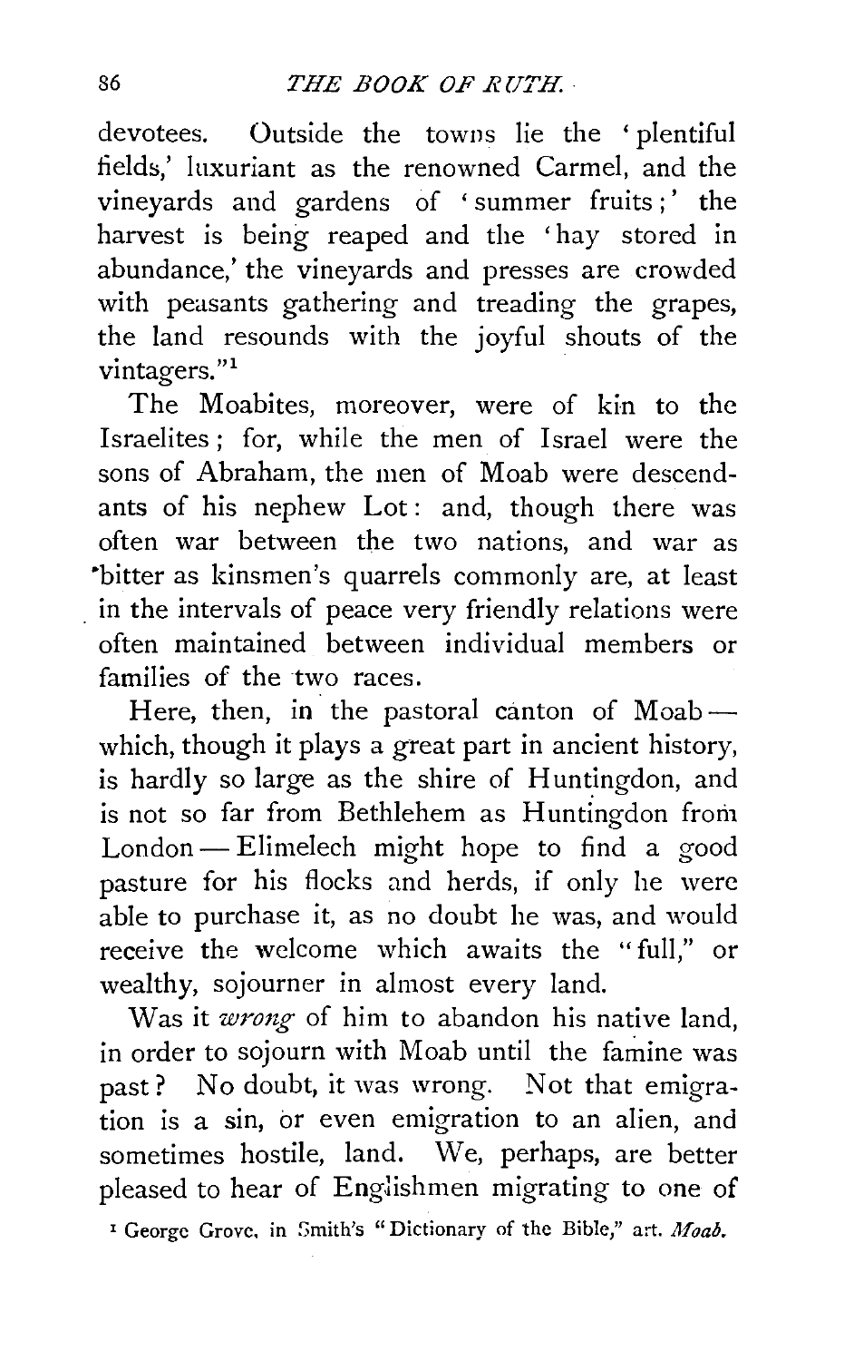devotees. Outside the towns lie the 'plentiful fields,' luxuriant as the renowned Carmel, and the vineyards and gardens of 'summer fruits;' the harvest is being reaped and the 'hay stored in abundance,' the vineyards and presses are crowded with peasants gathering and treading the grapes, the land resounds with the joyful shouts of the vintagers."[1]

The Moabites, moreover, were of kin to the Israelites; for, while the men of Israel were the sons of Abraham, the men of Moab were descendants of his nephew Lot: and, though there was often war between the two nations, and war as bitter as kinsmen's quarrels commonly are, at least in the intervals of peace very friendly relations were often maintained between individual members or families of the two races.

Here, then, in the pastoral canton of Moab—which, though it plays a great part in ancient history, is hardly so large as the shire of Huntingdon, and is not so far from Bethlehem as Huntingdon from London—Elimelech might hope to find a good pasture for his flocks and herds, if only he were able to purchase it, as no doubt he was, and would receive the welcome which awaits the "full," or wealthy, sojourner in almost every land.

Was it *wrong* of him to abandon his native land, in order to sojourn with Moab until the famine was past? No doubt, it was wrong. Not that emigration is a sin, or even emigration to an alien, and sometimes hostile, land. We, perhaps, are better pleased to hear of Englishmen migrating to one of

[1] George Grove, in Smith's "Dictionary of the Bible," art. *Moab.*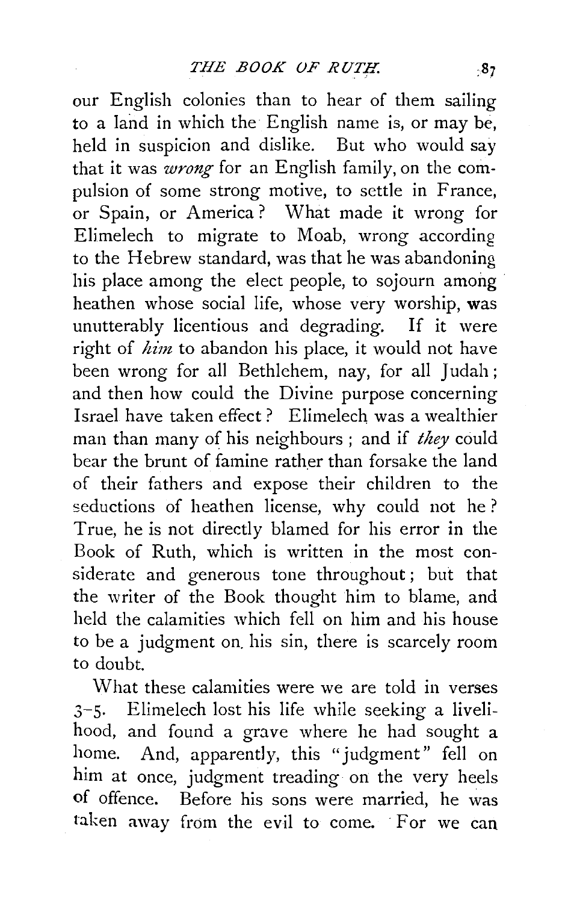our English colonies than to hear of them sailing to a land in which the English name is, or may be, held in suspicion and dislike. But who would say that it was *wrong* for an English family, on the compulsion of some strong motive, to settle in France, or Spain, or America? What made it wrong for Elimelech to migrate to Moab, wrong according to the Hebrew standard, was that he was abandoning his place among the elect people, to sojourn among heathen whose social life, whose very worship, was unutterably licentious and degrading. If it were right of *him* to abandon his place, it would not have been wrong for all Bethlehem, nay, for all Judah; and then how could the Divine purpose concerning Israel have taken effect? Elimelech was a wealthier man than many of his neighbours; and if *they* could bear the brunt of famine rather than forsake the land of their fathers and expose their children to the seductions of heathen license, why could not he? True, he is not directly blamed for his error in the Book of Ruth, which is written in the most considerate and generous tone throughout; but that the writer of the Book thought him to blame, and held the calamities which fell on him and his house to be a judgment on his sin, there is scarcely room to doubt.

What these calamities were we are told in verses 3-5. Elimelech lost his life while seeking a livelihood, and found a grave where he had sought a home. And, apparently, this "judgment" fell on him at once, judgment treading on the very heels of offence. Before his sons were married, he was taken away from the evil to come. For we can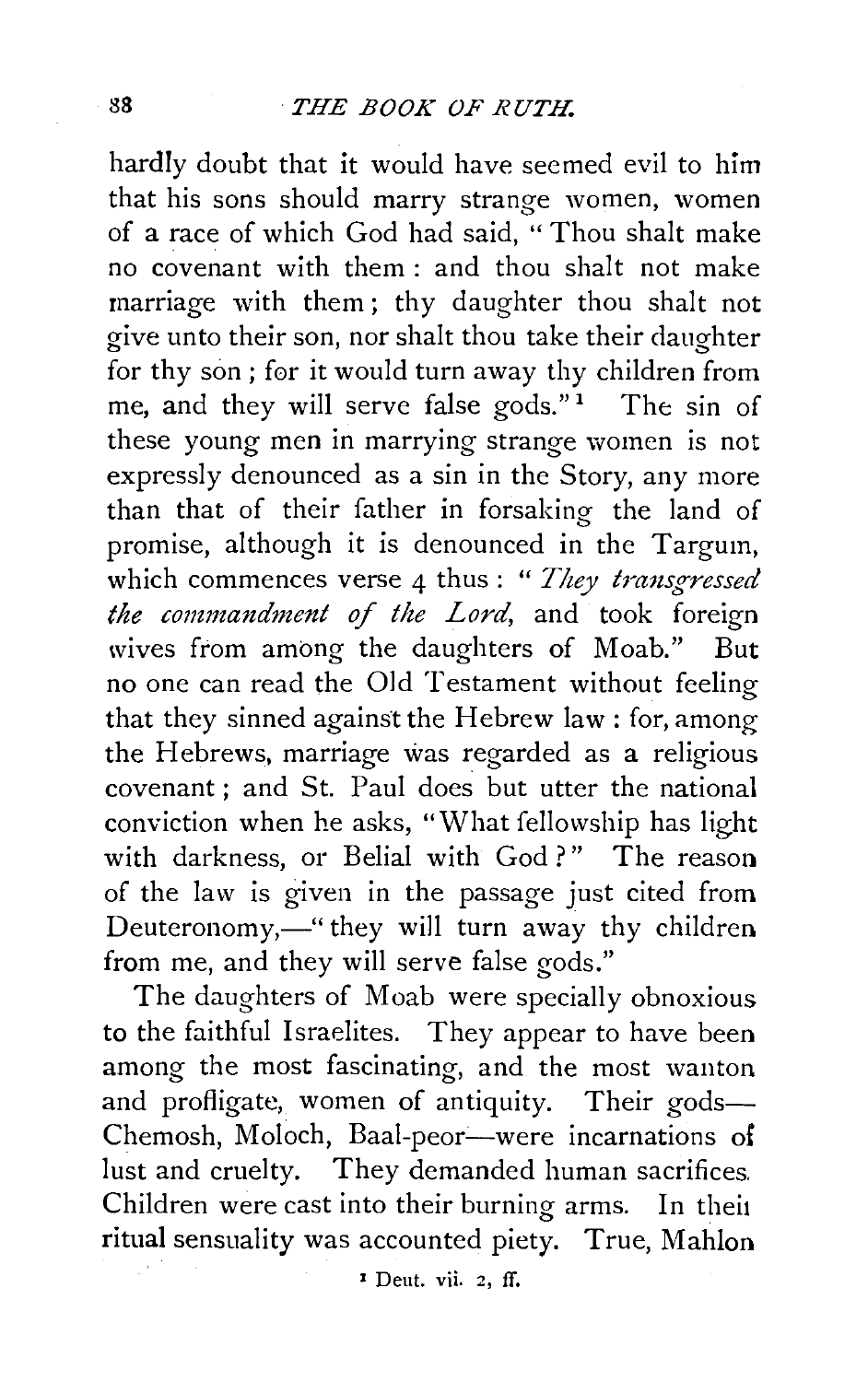hardly doubt that it would have seemed evil to him that his sons should marry strange women, women of a race of which God had said, "Thou shalt make no covenant with them: and thou shalt not make marriage with them; thy daughter thou shalt not give unto their son, nor shalt thou take their daughter for thy son; for it would turn away thy children from me, and they will serve false gods."[1] The sin of these young men in marrying strange women is not expressly denounced as a sin in the Story, any more than that of their father in forsaking the land of promise, although it is denounced in the Targum, which commences verse 4 thus: "*They transgressed the commandment of the Lord,* and took foreign wives from among the daughters of Moab." But no one can read the Old Testament without feeling that they sinned against the Hebrew law: for, among the Hebrews, marriage was regarded as a religious covenant; and St. Paul does but utter the national conviction when he asks, "What fellowship has light with darkness, or Belial with God?" The reason of the law is given in the passage just cited from Deuteronomy,—"they will turn away thy children from me, and they will serve false gods."

The daughters of Moab were specially obnoxious to the faithful Israelites. They appear to have been among the most fascinating, and the most wanton and profligate, women of antiquity. Their gods—Chemosh, Moloch, Baal-peor—were incarnations of lust and cruelty. They demanded human sacrifices. Children were cast into their burning arms. In their ritual sensuality was accounted piety. True, Mahlon

[1] Deut. vii. 2, ff.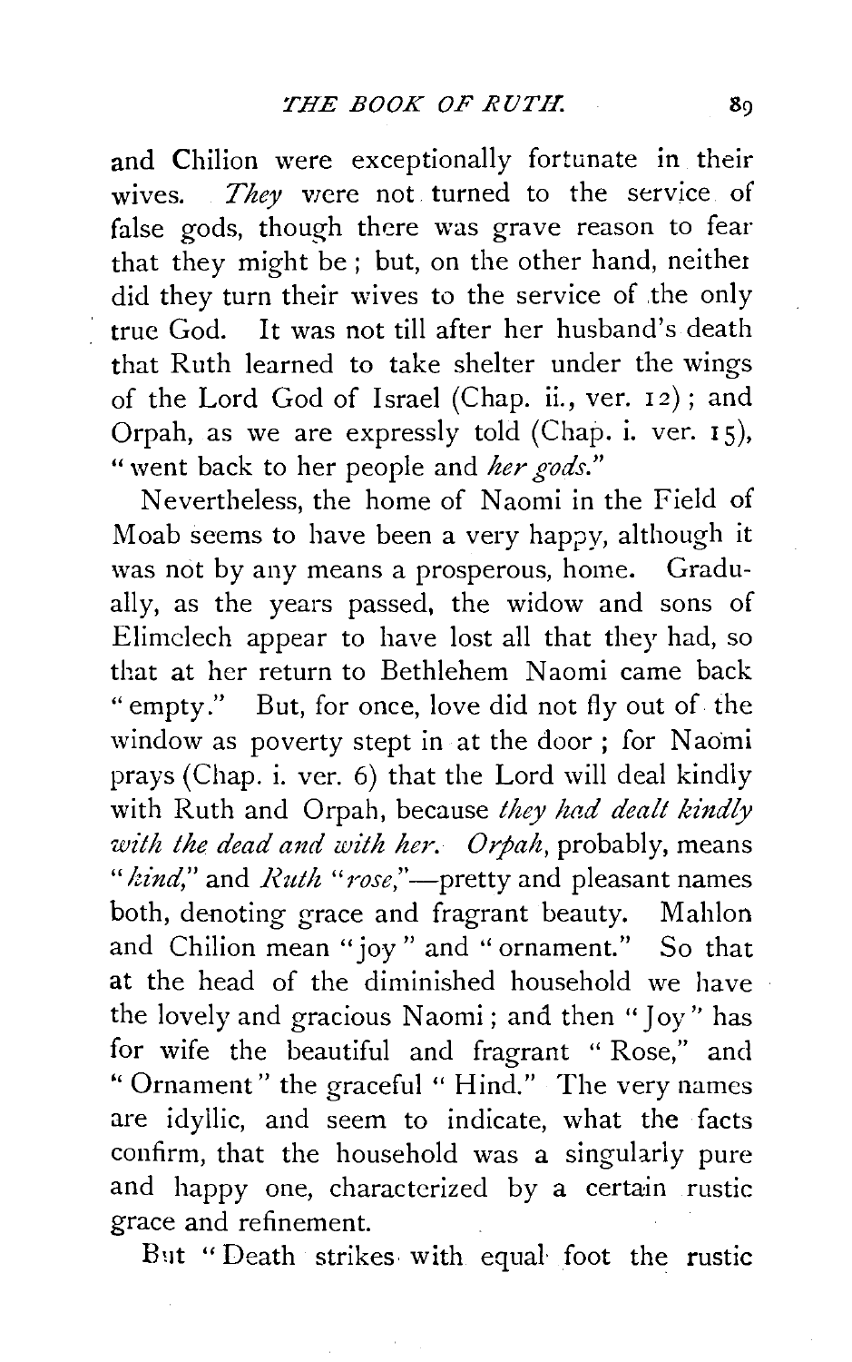and Chilion were exceptionally fortunate in their wives. *They* were not turned to the service of false gods, though there was grave reason to fear that they might be; but, on the other hand, neither did they turn their wives to the service of the only true God. It was not till after her husband's death that Ruth learned to take shelter under the wings of the Lord God of Israel (Chap. ii., ver. 12); and Orpah, as we are expressly told (Chap. i. ver. 15), "went back to her people and *her gods*."

Nevertheless, the home of Naomi in the Field of Moab seems to have been a very happy, although it was not by any means a prosperous, home. Gradually, as the years passed, the widow and sons of Elimelech appear to have lost all that they had, so that at her return to Bethlehem Naomi came back "empty." But, for once, love did not fly out of the window as poverty stept in at the door; for Naomi prays (Chap. i. ver. 6) that the Lord will deal kindly with Ruth and Orpah, because *they had dealt kindly with the dead and with her*. *Orpah*, probably, means "*kind*," and *Ruth* "*rose*,"—pretty and pleasant names both, denoting grace and fragrant beauty. Mahlon and Chilion mean "joy" and "ornament." So that at the head of the diminished household we have the lovely and gracious Naomi; and then "Joy" has for wife the beautiful and fragrant "Rose," and "Ornament" the graceful "Hind." The very names are idyllic, and seem to indicate, what the facts confirm, that the household was a singularly pure and happy one, characterized by a certain rustic grace and refinement.

But "Death strikes with equal foot the rustic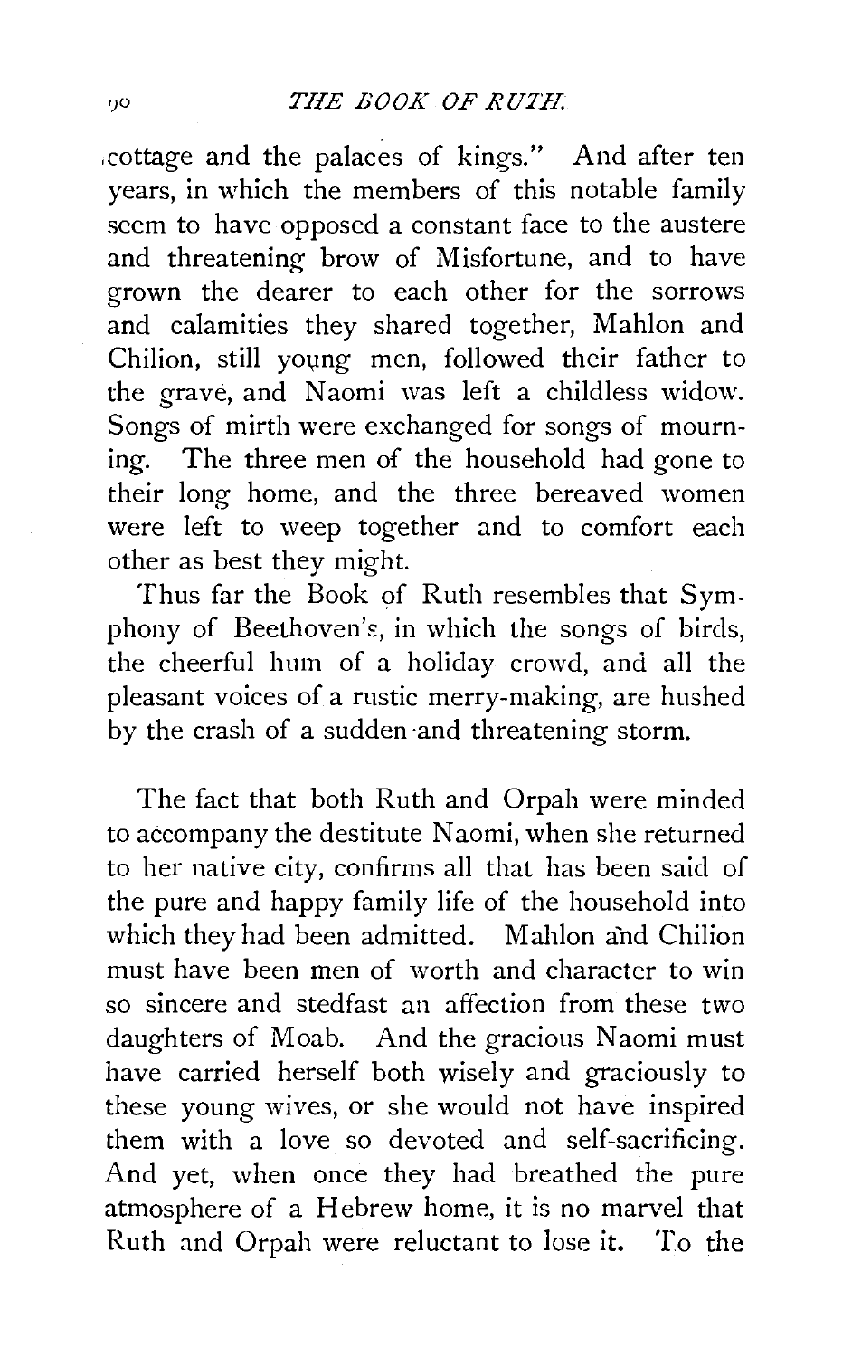cottage and the palaces of kings." And after ten years, in which the members of this notable family seem to have opposed a constant face to the austere and threatening brow of Misfortune, and to have grown the dearer to each other for the sorrows and calamities they shared together, Mahlon and Chilion, still young men, followed their father to the grave, and Naomi was left a childless widow. Songs of mirth were exchanged for songs of mourning. The three men of the household had gone to their long home, and the three bereaved women were left to weep together and to comfort each other as best they might.

Thus far the Book of Ruth resembles that Symphony of Beethoven's, in which the songs of birds, the cheerful hum of a holiday crowd, and all the pleasant voices of a rustic merry-making, are hushed by the crash of a sudden and threatening storm.

The fact that both Ruth and Orpah were minded to accompany the destitute Naomi, when she returned to her native city, confirms all that has been said of the pure and happy family life of the household into which they had been admitted. Mahlon and Chilion must have been men of worth and character to win so sincere and stedfast an affection from these two daughters of Moab. And the gracious Naomi must have carried herself both wisely and graciously to these young wives, or she would not have inspired them with a love so devoted and self-sacrificing. And yet, when once they had breathed the pure atmosphere of a Hebrew home, it is no marvel that Ruth and Orpah were reluctant to lose it. To the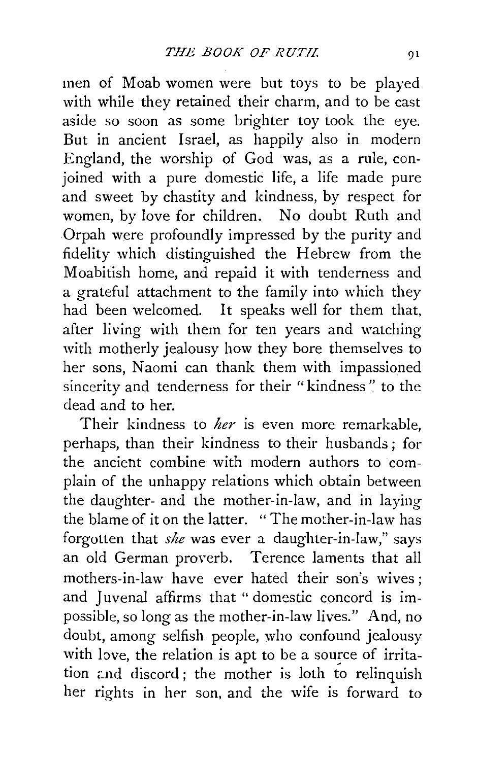men of Moab women were but toys to be played with while they retained their charm, and to be cast aside so soon as some brighter toy took the eye. But in ancient Israel, as happily also in modern England, the worship of God was, as a rule, conjoined with a pure domestic life, a life made pure and sweet by chastity and kindness, by respect for women, by love for children. No doubt Ruth and Orpah were profoundly impressed by the purity and fidelity which distinguished the Hebrew from the Moabitish home, and repaid it with tenderness and a grateful attachment to the family into which they had been welcomed. It speaks well for them that, after living with them for ten years and watching with motherly jealousy how they bore themselves to her sons, Naomi can thank them with impassioned sincerity and tenderness for their "kindness" to the dead and to her.

Their kindness to *her* is even more remarkable, perhaps, than their kindness to their husbands; for the ancient combine with modern authors to complain of the unhappy relations which obtain between the daughter- and the mother-in-law, and in laying the blame of it on the latter. "The mother-in-law has forgotten that *she* was ever a daughter-in-law," says an old German proverb. Terence laments that all mothers-in-law have ever hated their son's wives; and Juvenal affirms that "domestic concord is impossible, so long as the mother-in-law lives." And, no doubt, among selfish people, who confound jealousy with love, the relation is apt to be a source of irritation and discord; the mother is loth to relinquish her rights in her son, and the wife is forward to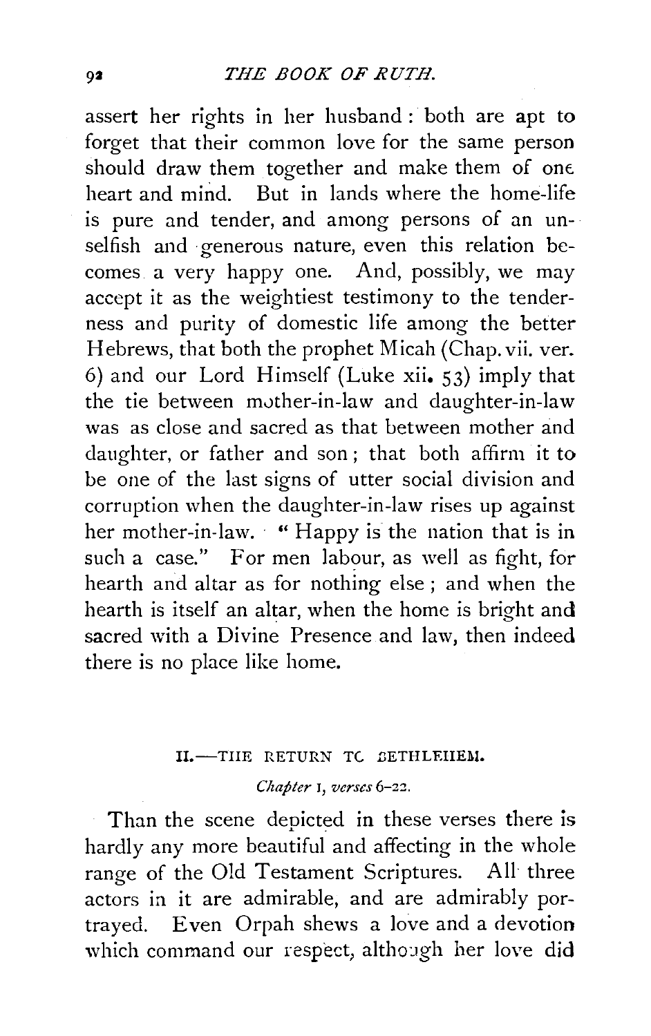assert her rights in her husband: both are apt to forget that their common love for the same person should draw them together and make them of one heart and mind. But in lands where the home-life is pure and tender, and among persons of an unselfish and generous nature, even this relation becomes a very happy one. And, possibly, we may accept it as the weightiest testimony to the tenderness and purity of domestic life among the better Hebrews, that both the prophet Micah (Chap. vii. ver. 6) and our Lord Himself (Luke xii. 53) imply that the tie between mother-in-law and daughter-in-law was as close and sacred as that between mother and daughter, or father and son; that both affirm it to be one of the last signs of utter social division and corruption when the daughter-in-law rises up against her mother-in-law. "Happy is the nation that is in such a case." For men labour, as well as fight, for hearth and altar as for nothing else; and when the hearth is itself an altar, when the home is bright and sacred with a Divine Presence and law, then indeed there is no place like home.

## II.—THE RETURN TO BETHLEHEM.

*Chapter 1, verses 6–22.*

Than the scene depicted in these verses there is hardly any more beautiful and affecting in the whole range of the Old Testament Scriptures. All three actors in it are admirable, and are admirably portrayed. Even Orpah shews a love and a devotion which command our respect, although her love did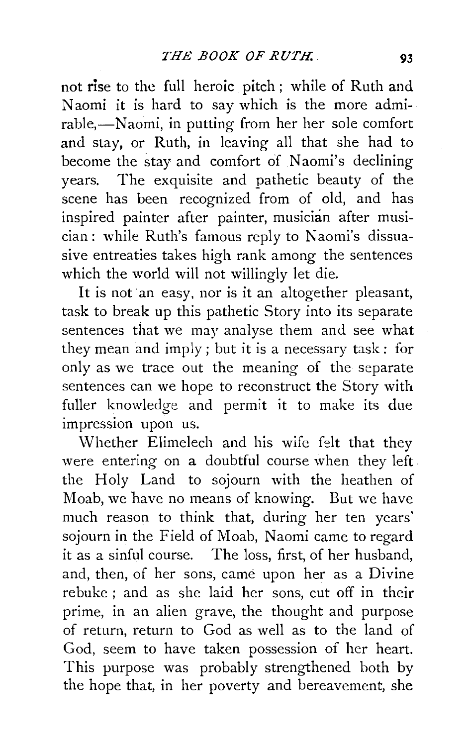not rise to the full heroic pitch; while of Ruth and Naomi it is hard to say which is the more admirable,—Naomi, in putting from her her sole comfort and stay, or Ruth, in leaving all that she had to become the stay and comfort of Naomi's declining years. The exquisite and pathetic beauty of the scene has been recognized from of old, and has inspired painter after painter, musician after musician: while Ruth's famous reply to Naomi's dissuasive entreaties takes high rank among the sentences which the world will not willingly let die.

It is not an easy, nor is it an altogether pleasant, task to break up this pathetic Story into its separate sentences that we may analyse them and see what they mean and imply; but it is a necessary task: for only as we trace out the meaning of the separate sentences can we hope to reconstruct the Story with fuller knowledge and permit it to make its due impression upon us.

Whether Elimelech and his wife felt that they were entering on a doubtful course when they left the Holy Land to sojourn with the heathen of Moab, we have no means of knowing. But we have much reason to think that, during her ten years' sojourn in the Field of Moab, Naomi came to regard it as a sinful course. The loss, first, of her husband, and, then, of her sons, came upon her as a Divine rebuke; and as she laid her sons, cut off in their prime, in an alien grave, the thought and purpose of return, return to God as well as to the land of God, seem to have taken possession of her heart. This purpose was probably strengthened both by the hope that, in her poverty and bereavement, she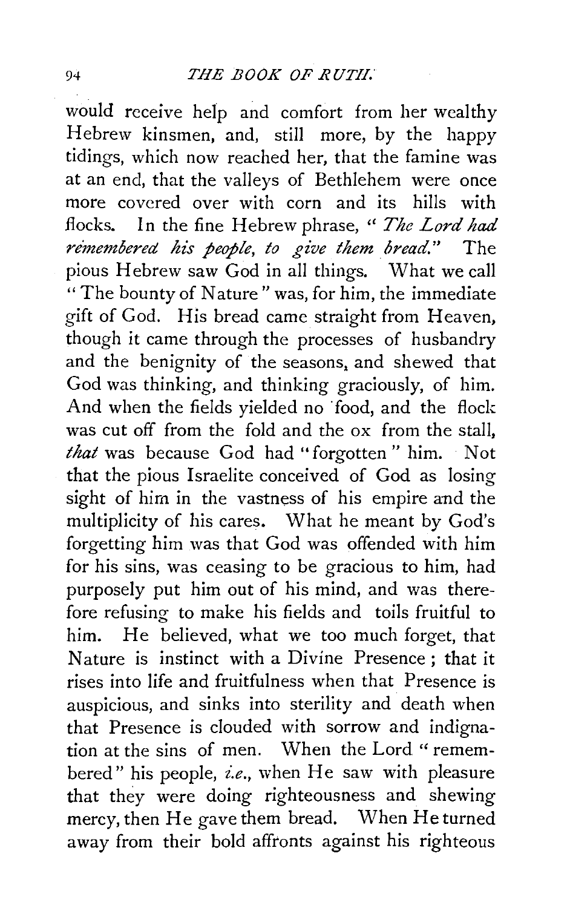would receive help and comfort from her wealthy Hebrew kinsmen, and, still more, by the happy tidings, which now reached her, that the famine was at an end, that the valleys of Bethlehem were once more covered over with corn and its hills with flocks. In the fine Hebrew phrase, "*The Lord had remembered his people, to give them bread.*" The pious Hebrew saw God in all things. What we call "The bounty of Nature" was, for him, the immediate gift of God. His bread came straight from Heaven, though it came through the processes of husbandry and the benignity of the seasons, and shewed that God was thinking, and thinking graciously, of him. And when the fields yielded no food, and the flock was cut off from the fold and the ox from the stall, *that* was because God had "forgotten" him. Not that the pious Israelite conceived of God as losing sight of him in the vastness of his empire and the multiplicity of his cares. What he meant by God's forgetting him was that God was offended with him for his sins, was ceasing to be gracious to him, had purposely put him out of his mind, and was therefore refusing to make his fields and toils fruitful to him. He believed, what we too much forget, that Nature is instinct with a Divíne Presence; that it rises into life and fruitfulness when that Presence is auspicious, and sinks into sterility and death when that Presence is clouded with sorrow and indignation at the sins of men. When the Lord "remembered" his people, *i.e.*, when He saw with pleasure that they were doing righteousness and shewing mercy, then He gave them bread. When He turned away from their bold affronts against his righteous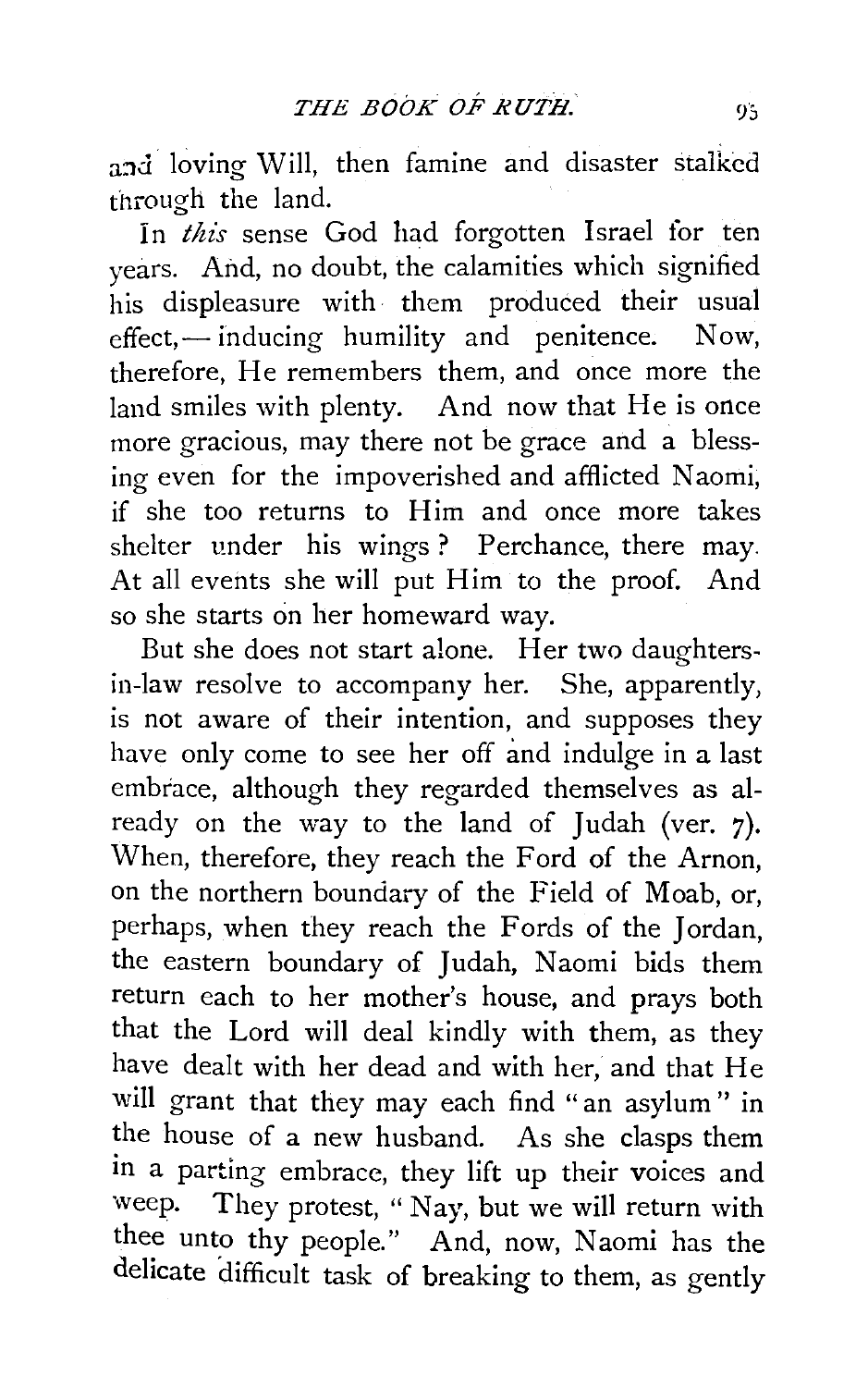and loving Will, then famine and disaster stalked through the land.

In *this* sense God had forgotten Israel for ten years. And, no doubt, the calamities which signified his displeasure with them produced their usual effect,—inducing humility and penitence. Now, therefore, He remembers them, and once more the land smiles with plenty. And now that He is once more gracious, may there not be grace and a blessing even for the impoverished and afflicted Naomi, if she too returns to Him and once more takes shelter under his wings? Perchance, there may. At all events she will put Him to the proof. And so she starts on her homeward way.

But she does not start alone. Her two daughters-in-law resolve to accompany her. She, apparently, is not aware of their intention, and supposes they have only come to see her off and indulge in a last embrace, although they regarded themselves as already on the way to the land of Judah (ver. 7). When, therefore, they reach the Ford of the Arnon, on the northern boundary of the Field of Moab, or, perhaps, when they reach the Fords of the Jordan, the eastern boundary of Judah, Naomi bids them return each to her mother's house, and prays both that the Lord will deal kindly with them, as they have dealt with her dead and with her, and that He will grant that they may each find "an asylum" in the house of a new husband. As she clasps them in a parting embrace, they lift up their voices and weep. They protest, "Nay, but we will return with thee unto thy people." And, now, Naomi has the delicate difficult task of breaking to them, as gently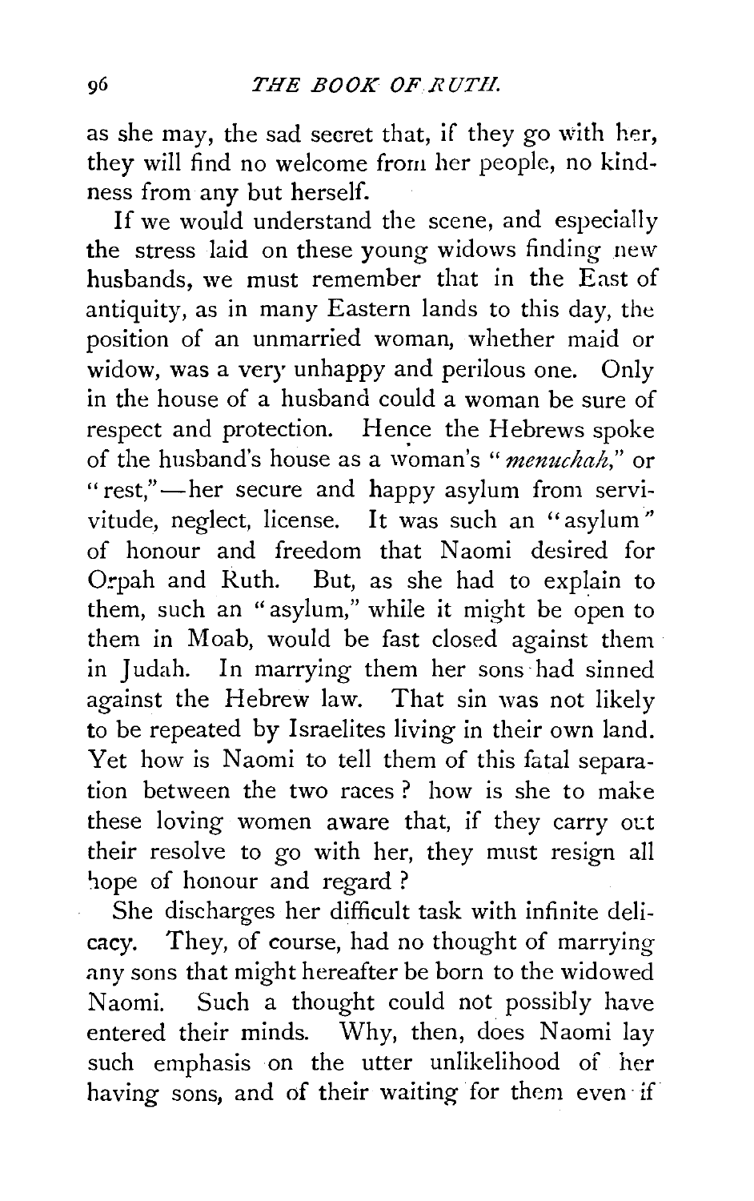as she may, the sad secret that, if they go with her, they will find no welcome from her people, no kindness from any but herself.

If we would understand the scene, and especially the stress laid on these young widows finding new husbands, we must remember that in the East of antiquity, as in many Eastern lands to this day, the position of an unmarried woman, whether maid or widow, was a very unhappy and perilous one. Only in the house of a husband could a woman be sure of respect and protection. Hence the Hebrews spoke of the husband's house as a woman's "*menuchah*," or "rest,"—her secure and happy asylum from servitude, neglect, license. It was such an "asylum" of honour and freedom that Naomi desired for Orpah and Ruth. But, as she had to explain to them, such an "asylum," while it might be open to them in Moab, would be fast closed against them in Judah. In marrying them her sons had sinned against the Hebrew law. That sin was not likely to be repeated by Israelites living in their own land. Yet how is Naomi to tell them of this fatal separation between the two races? how is she to make these loving women aware that, if they carry out their resolve to go with her, they must resign all hope of honour and regard?

She discharges her difficult task with infinite delicacy. They, of course, had no thought of marrying any sons that might hereafter be born to the widowed Naomi. Such a thought could not possibly have entered their minds. Why, then, does Naomi lay such emphasis on the utter unlikelihood of her having sons, and of their waiting for them even if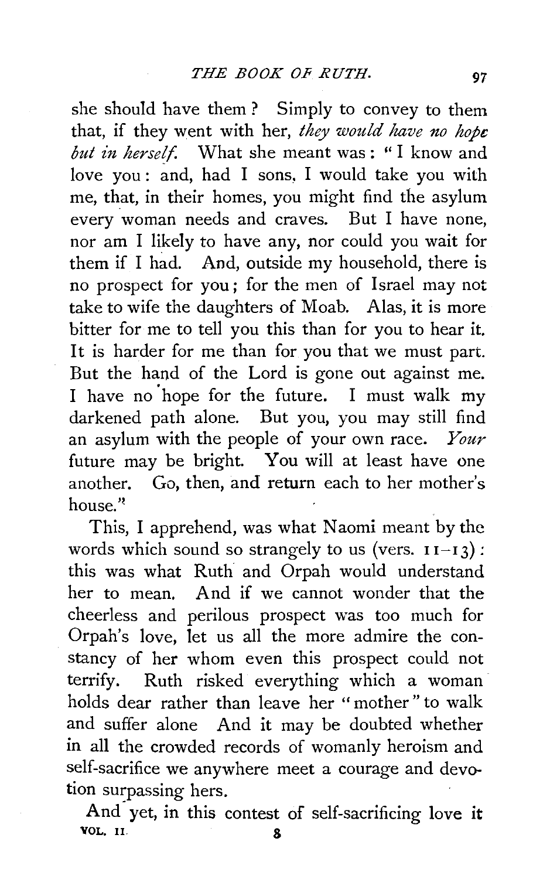she should have them? Simply to convey to them that, if they went with her, *they would have no hope but in herself.* What she meant was: "I know and love you: and, had I sons, I would take you with me, that, in their homes, you might find the asylum every woman needs and craves. But I have none, nor am I likely to have any, nor could you wait for them if I had. And, outside my household, there is no prospect for you; for the men of Israel may not take to wife the daughters of Moab. Alas, it is more bitter for me to tell you this than for you to hear it. It is harder for me than for you that we must part. But the hand of the Lord is gone out against me. I have no hope for the future. I must walk my darkened path alone. But you, you may still find an asylum with the people of your own race. *Your* future may be bright. You will at least have one another. Go, then, and return each to her mother's house."

This, I apprehend, was what Naomi meant by the words which sound so strangely to us (vers. 11–13): this was what Ruth and Orpah would understand her to mean. And if we cannot wonder that the cheerless and perilous prospect was too much for Orpah's love, let us all the more admire the constancy of her whom even this prospect could not terrify. Ruth risked everything which a woman holds dear rather than leave her "mother" to walk and suffer alone And it may be doubted whether in all the crowded records of womanly heroism and self-sacrifice we anywhere meet a courage and devotion surpassing hers.

And yet, in this contest of self-sacrificing love it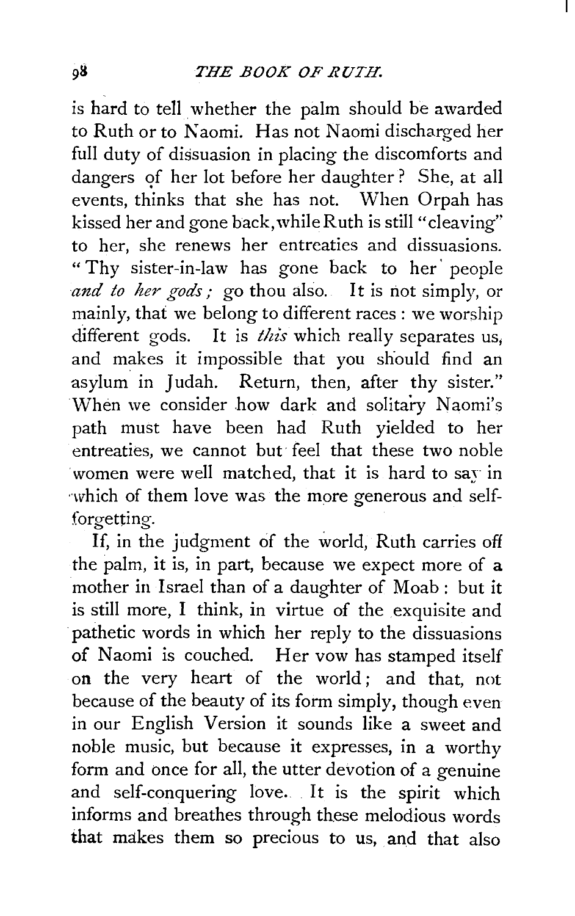is hard to tell whether the palm should be awarded to Ruth or to Naomi. Has not Naomi discharged her full duty of dissuasion in placing the discomforts and dangers of her lot before her daughter? She, at all events, thinks that she has not. When Orpah has kissed her and gone back, while Ruth is still "cleaving" to her, she renews her entreaties and dissuasions. "Thy sister-in-law has gone back to her people *and to her gods;* go thou also. It is not simply, or mainly, that we belong to different races: we worship different gods. It is *this* which really separates us, and makes it impossible that you should find an asylum in Judah. Return, then, after thy sister." When we consider how dark and solitary Naomi's path must have been had Ruth yielded to her entreaties, we cannot but feel that these two noble women were well matched, that it is hard to say in which of them love was the more generous and self-forgetting.

If, in the judgment of the world, Ruth carries off the palm, it is, in part, because we expect more of a mother in Israel than of a daughter of Moab: but it is still more, I think, in virtue of the exquisite and pathetic words in which her reply to the dissuasions of Naomi is couched. Her vow has stamped itself on the very heart of the world; and that, not because of the beauty of its form simply, though even in our English Version it sounds like a sweet and noble music, but because it expresses, in a worthy form and once for all, the utter devotion of a genuine and self-conquering love. It is the spirit which informs and breathes through these melodious words that makes them so precious to us, and that also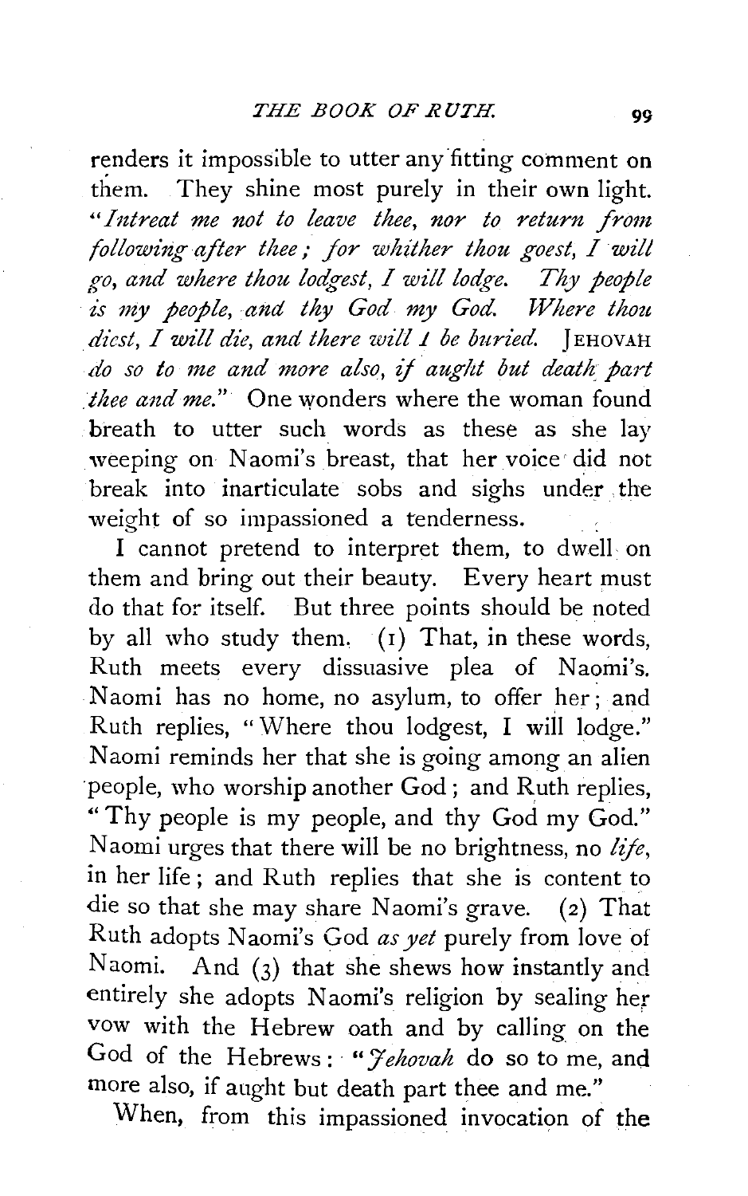renders it impossible to utter any fitting comment on them. They shine most purely in their own light. "*Intreat me not to leave thee, nor to return from following after thee; for whither thou goest, I will go, and where thou lodgest, I will lodge. Thy people is my people, and thy God my God. Where thou diest, I will die, and there will I be buried.* JEHOVAH *do so to me and more also, if aught but death part thee and me.*" One wonders where the woman found breath to utter such words as these as she lay weeping on Naomi's breast, that her voice did not break into inarticulate sobs and sighs under the weight of so impassioned a tenderness.

I cannot pretend to interpret them, to dwell on them and bring out their beauty. Every heart must do that for itself. But three points should be noted by all who study them. (1) That, in these words, Ruth meets every dissuasive plea of Naomi's. Naomi has no home, no asylum, to offer her; and Ruth replies, "Where thou lodgest, I will lodge." Naomi reminds her that she is going among an alien people, who worship another God; and Ruth replies, "Thy people is my people, and thy God my God." Naomi urges that there will be no brightness, no *life*, in her life; and Ruth replies that she is content to die so that she may share Naomi's grave. (2) That Ruth adopts Naomi's God *as yet* purely from love of Naomi. And (3) that she shews how instantly and entirely she adopts Naomi's religion by sealing her vow with the Hebrew oath and by calling on the God of the Hebrews: "*Jehovah* do so to me, and more also, if aught but death part thee and me."

When, from this impassioned invocation of the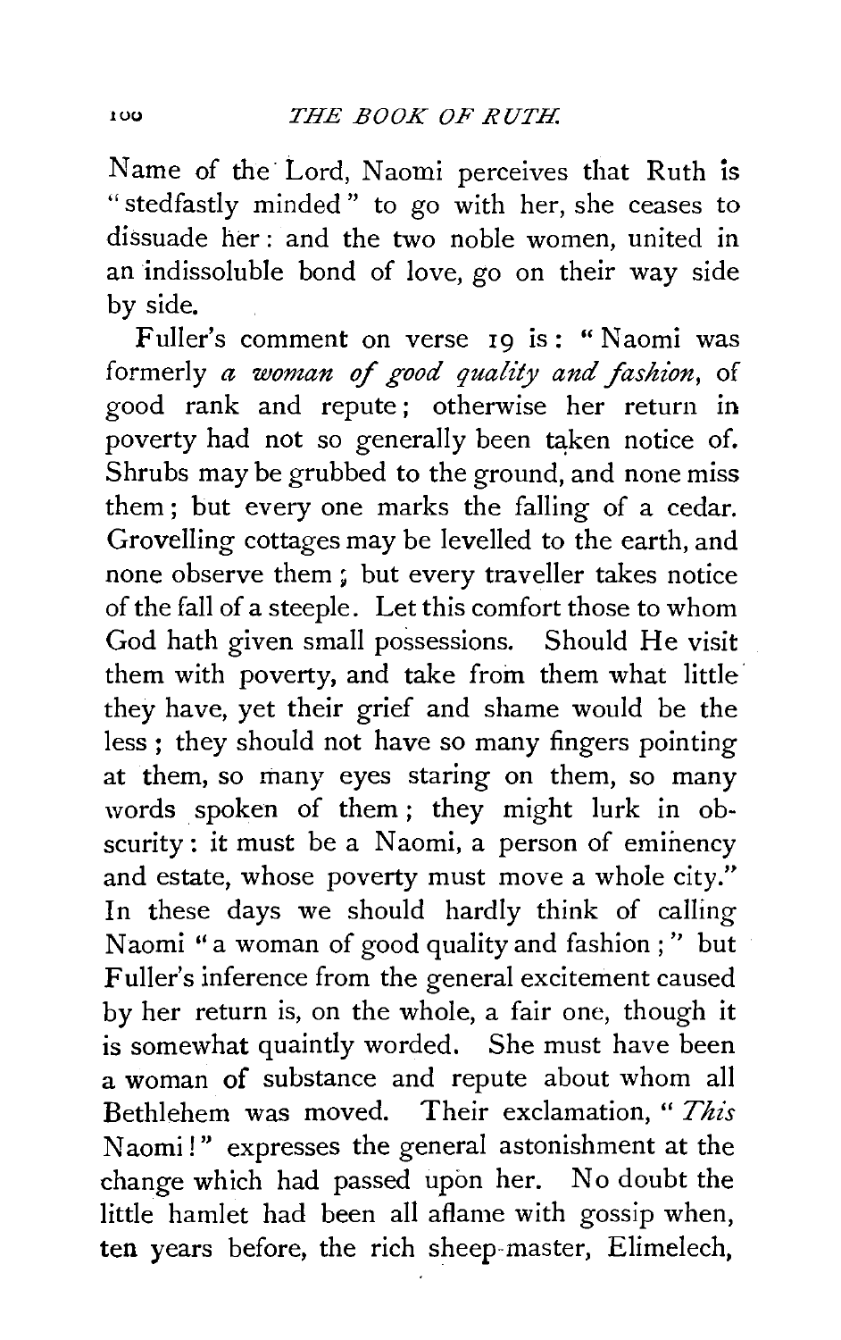Name of the Lord, Naomi perceives that Ruth is "stedfastly minded" to go with her, she ceases to dissuade her: and the two noble women, united in an indissoluble bond of love, go on their way side by side.

Fuller's comment on verse 19 is: "Naomi was formerly *a woman of good quality and fashion*, of good rank and repute; otherwise her return in poverty had not so generally been taken notice of. Shrubs may be grubbed to the ground, and none miss them; but every one marks the falling of a cedar. Grovelling cottages may be levelled to the earth, and none observe them; but every traveller takes notice of the fall of a steeple. Let this comfort those to whom God hath given small possessions. Should He visit them with poverty, and take from them what little they have, yet their grief and shame would be the less; they should not have so many fingers pointing at them, so many eyes staring on them, so many words spoken of them; they might lurk in obscurity: it must be a Naomi, a person of eminency and estate, whose poverty must move a whole city." In these days we should hardly think of calling Naomi "a woman of good quality and fashion;" but Fuller's inference from the general excitement caused by her return is, on the whole, a fair one, though it is somewhat quaintly worded. She must have been a woman of substance and repute about whom all Bethlehem was moved. Their exclamation, "*This* Naomi!" expresses the general astonishment at the change which had passed upon her. No doubt the little hamlet had been all aflame with gossip when, ten years before, the rich sheep-master, Elimelech,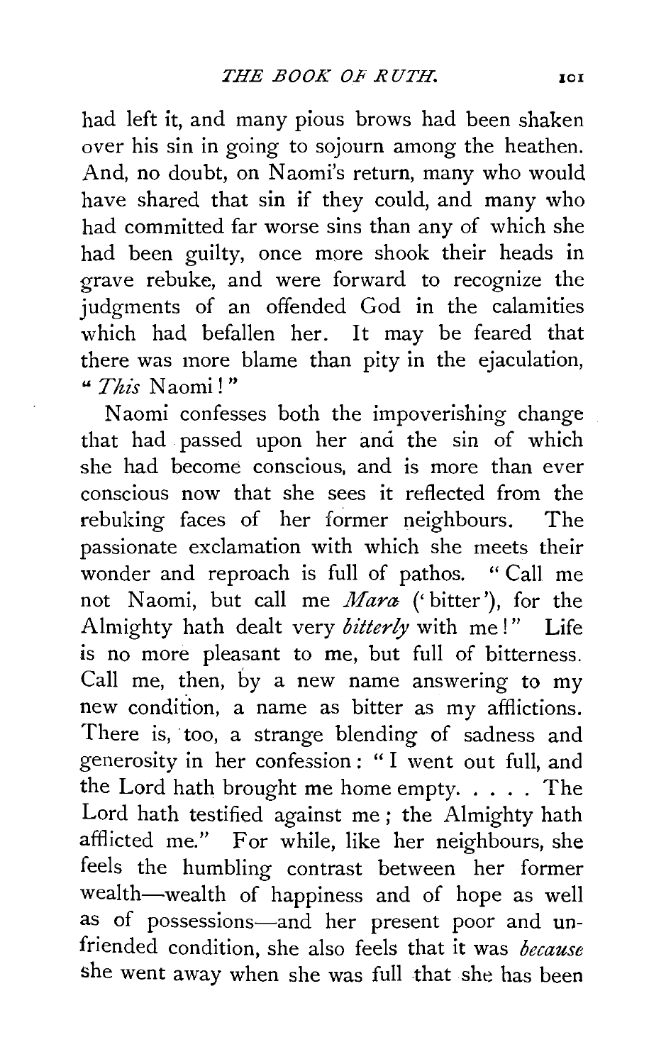had left it, and many pious brows had been shaken over his sin in going to sojourn among the heathen. And, no doubt, on Naomi's return, many who would have shared that sin if they could, and many who had committed far worse sins than any of which she had been guilty, once more shook their heads in grave rebuke, and were forward to recognize the judgments of an offended God in the calamities which had befallen her. It may be feared that there was more blame than pity in the ejaculation, "*This* Naomi!"

Naomi confesses both the impoverishing change that had passed upon her and the sin of which she had become conscious, and is more than ever conscious now that she sees it reflected from the rebuking faces of her former neighbours. The passionate exclamation with which she meets their wonder and reproach is full of pathos. "Call me not Naomi, but call me *Mara* ('bitter'), for the Almighty hath dealt very *bitterly* with me!" Life is no more pleasant to me, but full of bitterness. Call me, then, by a new name answering to my new condition, a name as bitter as my afflictions. There is, too, a strange blending of sadness and generosity in her confession: "I went out full, and the Lord hath brought me home empty. . . . . The Lord hath testified against me; the Almighty hath afflicted me." For while, like her neighbours, she feels the humbling contrast between her former wealth—wealth of happiness and of hope as well as of possessions—and her present poor and unfriended condition, she also feels that it was *because* she went away when she was full that she has been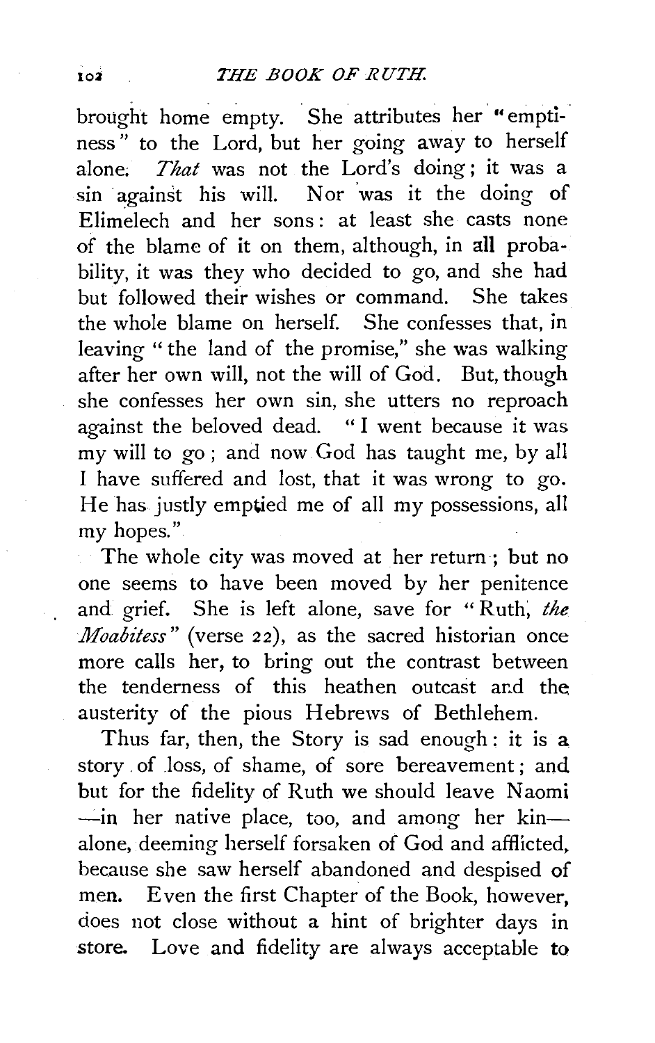brought home empty. She attributes her "emptiness" to the Lord, but her going away to herself alone. *That* was not the Lord's doing; it was a sin against his will. Nor was it the doing of Elimelech and her sons: at least she casts none of the blame of it on them, although, in all probability, it was they who decided to go, and she had but followed their wishes or command. She takes the whole blame on herself. She confesses that, in leaving "the land of the promise," she was walking after her own will, not the will of God. But, though she confesses her own sin, she utters no reproach against the beloved dead. "I went because it was my will to go; and now God has taught me, by all I have suffered and lost, that it was wrong to go. He has justly emptied me of all my possessions, all my hopes."

The whole city was moved at her return; but no one seems to have been moved by her penitence and grief. She is left alone, save for "Ruth, *the Moabitess*" (verse 22), as the sacred historian once more calls her, to bring out the contrast between the tenderness of this heathen outcast and the austerity of the pious Hebrews of Bethlehem.

Thus far, then, the Story is sad enough: it is a story of loss, of shame, of sore bereavement; and but for the fidelity of Ruth we should leave Naomi —in her native place, too, and among her kin— alone, deeming herself forsaken of God and afflicted, because she saw herself abandoned and despised of men. Even the first Chapter of the Book, however, does not close without a hint of brighter days in store. Love and fidelity are always acceptable to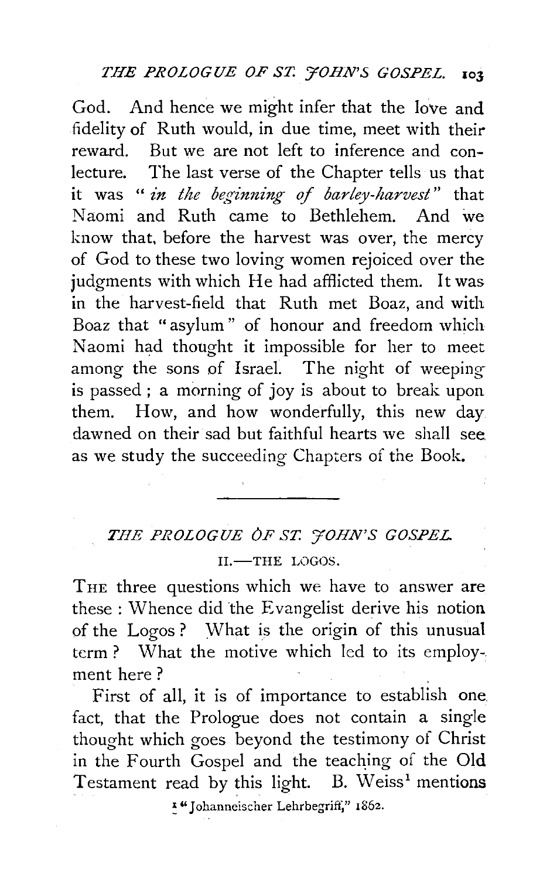God. And hence we might infer that the love and fidelity of Ruth would, in due time, meet with their reward. But we are not left to inference and conlecture. The last verse of the Chapter tells us that it was "*in the beginning of barley-harvest*" that Naomi and Ruth came to Bethlehem. And we know that, before the harvest was over, the mercy of God to these two loving women rejoiced over the judgments with which He had afflicted them. It was in the harvest-field that Ruth met Boaz, and with Boaz that "asylum" of honour and freedom which Naomi had thought it impossible for her to meet among the sons of Israel. The night of weeping is passed; a morning of joy is about to break upon them. How, and how wonderfully, this new day dawned on their sad but faithful hearts we shall see as we study the succeeding Chapters of the Book.

---

## *THE PROLOGUE OF ST. JOHN'S GOSPEL.*

### II.—THE LOGOS.

THE three questions which we have to answer are these: Whence did the Evangelist derive his notion of the Logos? What is the origin of this unusual term? What the motive which led to its employment here?

First of all, it is of importance to establish one fact, that the Prologue does not contain a single thought which goes beyond the testimony of Christ in the Fourth Gospel and the teaching of the Old Testament read by this light. B. Weiss[1] mentions

[1] "Johanneischer Lehrbegriff," 1862.